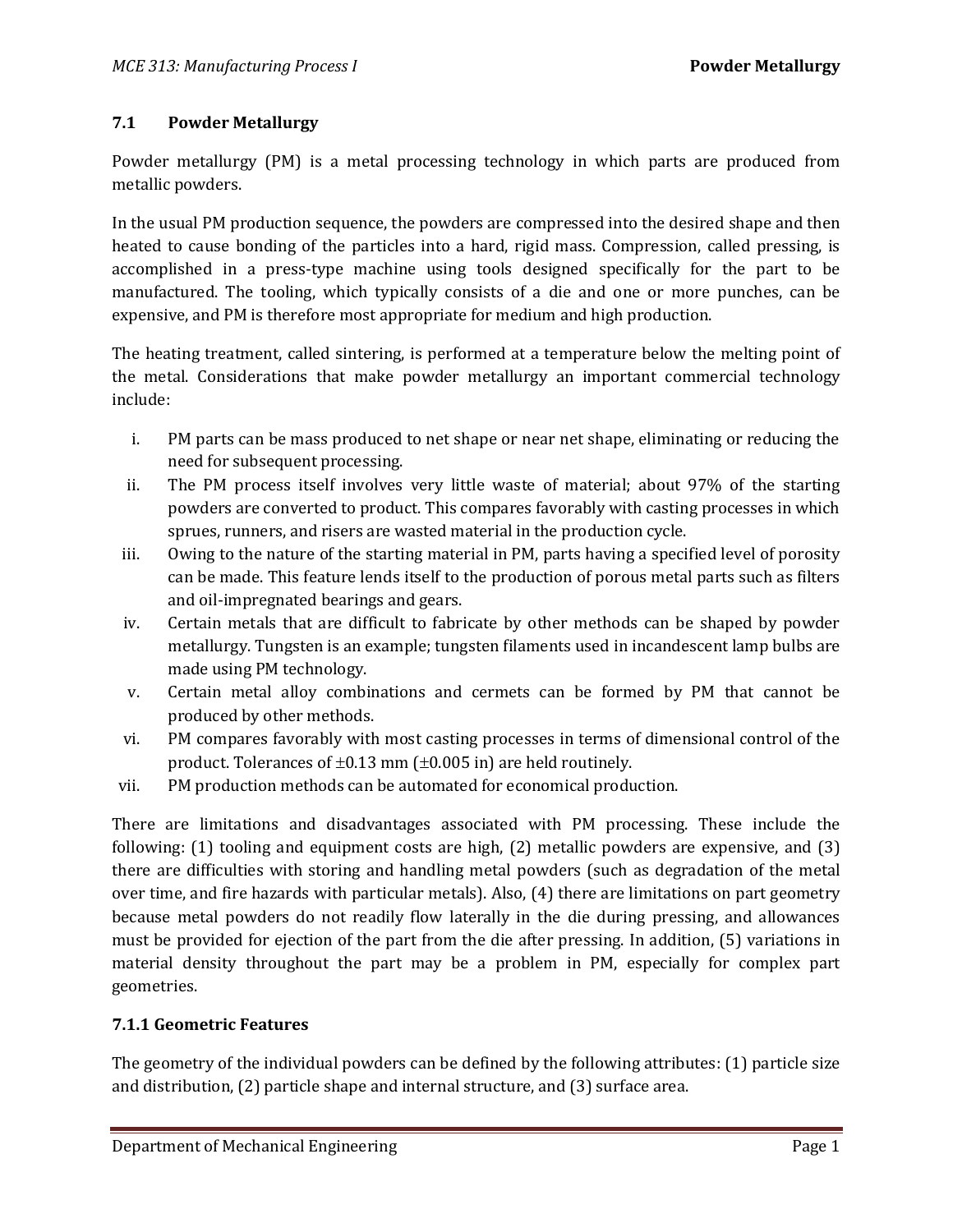## 7.1 Powder Metallurgy

Powder metallurgy (PM) is a metal processing technology in which parts are produced from metallic powders.

In the usual PM production sequence, the powders are compressed into the desired shape and then heated to cause bonding of the particles into a hard, rigid mass. Compression, called pressing, is accomplished in a press-type machine using tools designed specifically for the part to be manufactured. The tooling, which typically consists of a die and one or more punches, can be expensive, and PM is therefore most appropriate for medium and high production.

The heating treatment, called sintering, is performed at a temperature below the melting point of the metal. Considerations that make powder metallurgy an important commercial technology include:

i. PM parts can be mass produced to net shape or near net shape, eliminating or reducing the need for subsequent processing.
ii. The PM process itself involves very little waste of material; about 97% of the starting powders are converted to product. This compares favorably with casting processes in which sprues, runners, and risers are wasted material in the production cycle.
iii. Owing to the nature of the starting material in PM, parts having a specified level of porosity can be made. This feature lends itself to the production of porous metal parts such as filters and oil-impregnated bearings and gears.
iv. Certain metals that are difficult to fabricate by other methods can be shaped by powder metallurgy. Tungsten is an example; tungsten filaments used in incandescent lamp bulbs are made using PM technology.
v. Certain metal alloy combinations and cermets can be formed by PM that cannot be produced by other methods.
vi. PM compares favorably with most casting processes in terms of dimensional control of the product. Tolerances of $\pm 0.13$ mm ($\pm 0.005$ in) are held routinely.
vii. PM production methods can be automated for economical production.

There are limitations and disadvantages associated with PM processing. These include the following: (1) tooling and equipment costs are high, (2) metallic powders are expensive, and (3) there are difficulties with storing and handling metal powders (such as degradation of the metal over time, and fire hazards with particular metals). Also, (4) there are limitations on part geometry because metal powders do not readily flow laterally in the die during pressing, and allowances must be provided for ejection of the part from the die after pressing. In addition, (5) variations in material density throughout the part may be a problem in PM, especially for complex part geometries.

### 7.1.1 Geometric Features

The geometry of the individual powders can be defined by the following attributes: (1) particle size and distribution, (2) particle shape and internal structure, and (3) surface area.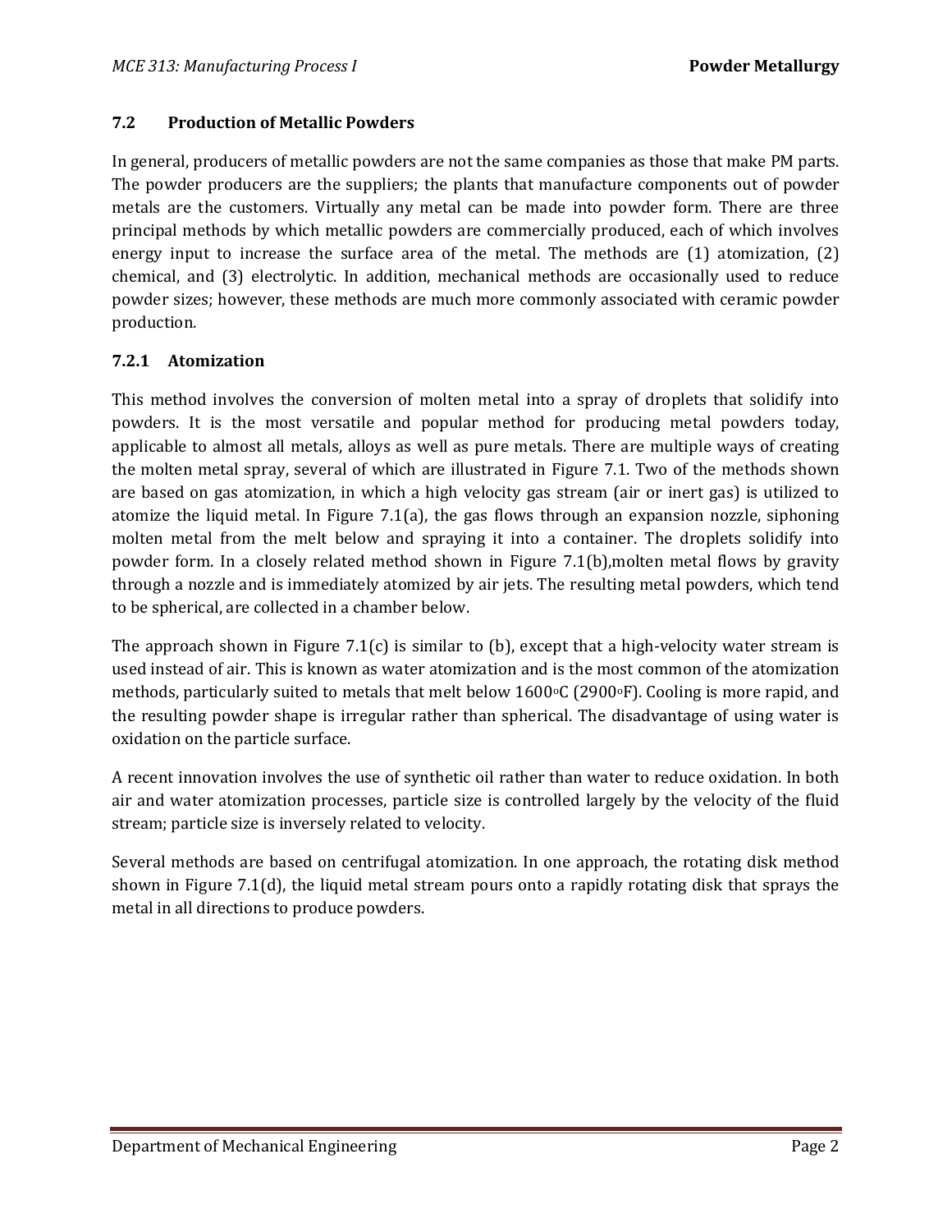### 7.2 Production of Metallic Powders

In general, producers of metallic powders are not the same companies as those that make PM parts. The powder producers are the suppliers; the plants that manufacture components out of powder metals are the customers. Virtually any metal can be made into powder form. There are three principal methods by which metallic powders are commercially produced, each of which involves energy input to increase the surface area of the metal. The methods are (1) atomization, (2) chemical, and (3) electrolytic. In addition, mechanical methods are occasionally used to reduce powder sizes; however, these methods are much more commonly associated with ceramic powder production.

#### 7.2.1 Atomization

This method involves the conversion of molten metal into a spray of droplets that solidify into powders. It is the most versatile and popular method for producing metal powders today, applicable to almost all metals, alloys as well as pure metals. There are multiple ways of creating the molten metal spray, several of which are illustrated in Figure 7.1. Two of the methods shown are based on gas atomization, in which a high velocity gas stream (air or inert gas) is utilized to atomize the liquid metal. In Figure 7.1(a), the gas flows through an expansion nozzle, siphoning molten metal from the melt below and spraying it into a container. The droplets solidify into powder form. In a closely related method shown in Figure 7.1(b),molten metal flows by gravity through a nozzle and is immediately atomized by air jets. The resulting metal powders, which tend to be spherical, are collected in a chamber below.

The approach shown in Figure 7.1(c) is similar to (b), except that a high-velocity water stream is used instead of air. This is known as water atomization and is the most common of the atomization methods, particularly suited to metals that melt below 1600°C (2900°F). Cooling is more rapid, and the resulting powder shape is irregular rather than spherical. The disadvantage of using water is oxidation on the particle surface.

A recent innovation involves the use of synthetic oil rather than water to reduce oxidation. In both air and water atomization processes, particle size is controlled largely by the velocity of the fluid stream; particle size is inversely related to velocity.

Several methods are based on centrifugal atomization. In one approach, the rotating disk method shown in Figure 7.1(d), the liquid metal stream pours onto a rapidly rotating disk that sprays the metal in all directions to produce powders.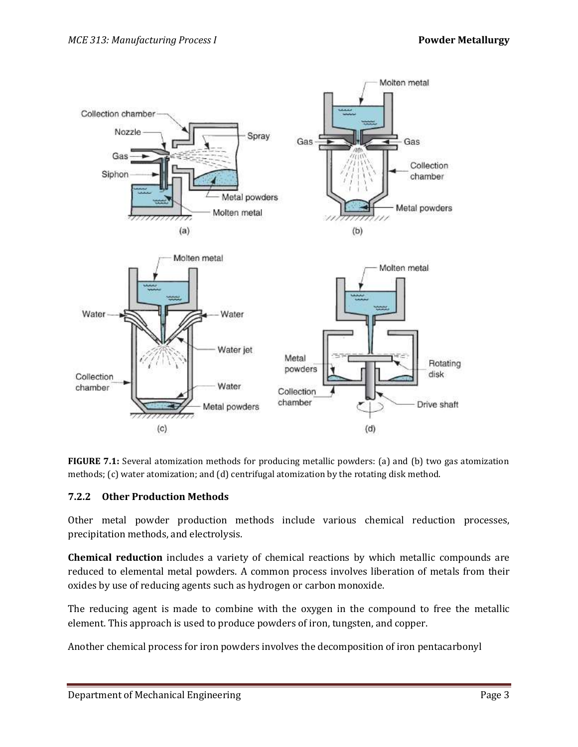**FIGURE 7.1:** Several atomization methods for producing metallic powders: (a) and (b) two gas atomization methods; (c) water atomization; and (d) centrifugal atomization by the rotating disk method.

### 7.2.2 Other Production Methods

Other metal powder production methods include various chemical reduction processes, precipitation methods, and electrolysis.

**Chemical reduction** includes a variety of chemical reactions by which metallic compounds are reduced to elemental metal powders. A common process involves liberation of metals from their oxides by use of reducing agents such as hydrogen or carbon monoxide.

The reducing agent is made to combine with the oxygen in the compound to free the metallic element. This approach is used to produce powders of iron, tungsten, and copper.

Another chemical process for iron powders involves the decomposition of iron pentacarbonyl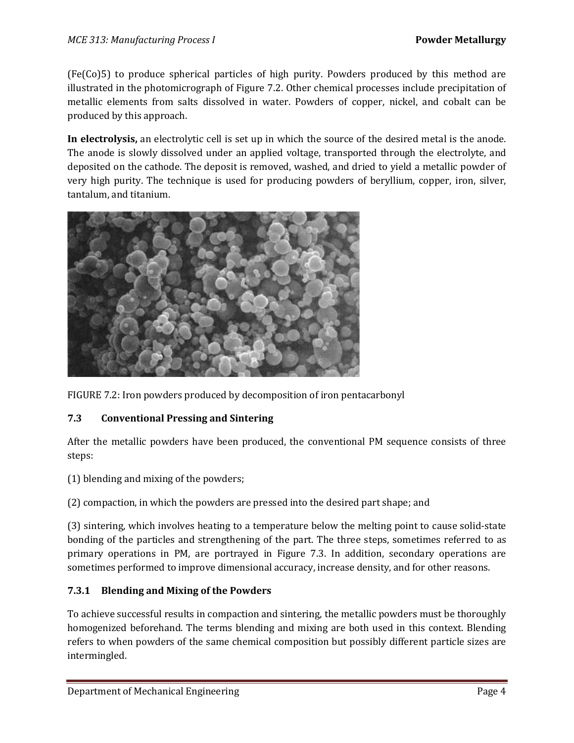($Fe(Co)_5$) to produce spherical particles of high purity. Powders produced by this method are illustrated in the photomicrograph of Figure 7.2. Other chemical processes include precipitation of metallic elements from salts dissolved in water. Powders of copper, nickel, and cobalt can be produced by this approach.

**In electrolysis,** an electrolytic cell is set up in which the source of the desired metal is the anode. The anode is slowly dissolved under an applied voltage, transported through the electrolyte, and deposited on the cathode. The deposit is removed, washed, and dried to yield a metallic powder of very high purity. The technique is used for producing powders of beryllium, copper, iron, silver, tantalum, and titanium.

FIGURE 7.2: Iron powders produced by decomposition of iron pentacarbonyl

## 7.3 Conventional Pressing and Sintering

After the metallic powders have been produced, the conventional PM sequence consists of three steps:

(1) blending and mixing of the powders;

(2) compaction, in which the powders are pressed into the desired part shape; and

(3) sintering, which involves heating to a temperature below the melting point to cause solid-state bonding of the particles and strengthening of the part. The three steps, sometimes referred to as primary operations in PM, are portrayed in Figure 7.3. In addition, secondary operations are sometimes performed to improve dimensional accuracy, increase density, and for other reasons.

### 7.3.1 Blending and Mixing of the Powders

To achieve successful results in compaction and sintering, the metallic powders must be thoroughly homogenized beforehand. The terms blending and mixing are both used in this context. Blending refers to when powders of the same chemical composition but possibly different particle sizes are intermingled.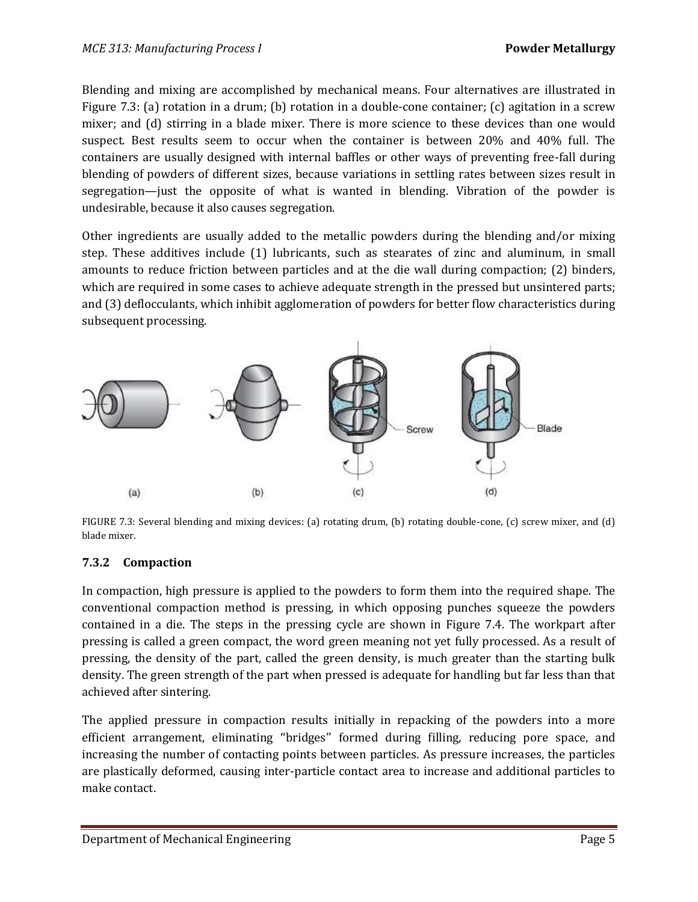Blending and mixing are accomplished by mechanical means. Four alternatives are illustrated in Figure 7.3: (a) rotation in a drum; (b) rotation in a double-cone container; (c) agitation in a screw mixer; and (d) stirring in a blade mixer. There is more science to these devices than one would suspect. Best results seem to occur when the container is between 20% and 40% full. The containers are usually designed with internal baffles or other ways of preventing free-fall during blending of powders of different sizes, because variations in settling rates between sizes result in segregation—just the opposite of what is wanted in blending. Vibration of the powder is undesirable, because it also causes segregation.

Other ingredients are usually added to the metallic powders during the blending and/or mixing step. These additives include (1) lubricants, such as stearates of zinc and aluminum, in small amounts to reduce friction between particles and at the die wall during compaction; (2) binders, which are required in some cases to achieve adequate strength in the pressed but unsintered parts; and (3) deflocculants, which inhibit agglomeration of powders for better flow characteristics during subsequent processing.

FIGURE 7.3: Several blending and mixing devices: (a) rotating drum, (b) rotating double-cone, (c) screw mixer, and (d) blade mixer.

### 7.3.2 Compaction

In compaction, high pressure is applied to the powders to form them into the required shape. The conventional compaction method is pressing, in which opposing punches squeeze the powders contained in a die. The steps in the pressing cycle are shown in Figure 7.4. The workpart after pressing is called a green compact, the word green meaning not yet fully processed. As a result of pressing, the density of the part, called the green density, is much greater than the starting bulk density. The green strength of the part when pressed is adequate for handling but far less than that achieved after sintering.

The applied pressure in compaction results initially in repacking of the powders into a more efficient arrangement, eliminating "bridges" formed during filling, reducing pore space, and increasing the number of contacting points between particles. As pressure increases, the particles are plastically deformed, causing inter-particle contact area to increase and additional particles to make contact.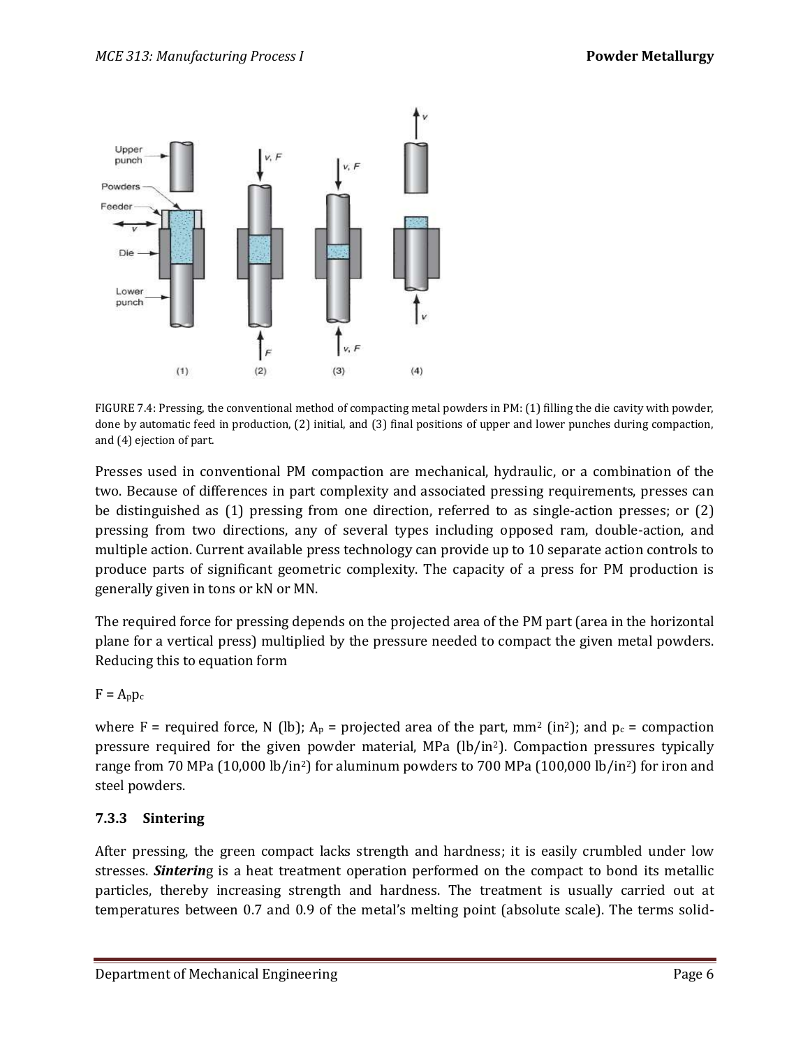FIGURE 7.4: Pressing, the conventional method of compacting metal powders in PM: (1) filling the die cavity with powder, done by automatic feed in production, (2) initial, and (3) final positions of upper and lower punches during compaction, and (4) ejection of part.

Presses used in conventional PM compaction are mechanical, hydraulic, or a combination of the two. Because of differences in part complexity and associated pressing requirements, presses can be distinguished as (1) pressing from one direction, referred to as single-action presses; or (2) pressing from two directions, any of several types including opposed ram, double-action, and multiple action. Current available press technology can provide up to 10 separate action controls to produce parts of significant geometric complexity. The capacity of a press for PM production is generally given in tons or kN or MN.

The required force for pressing depends on the projected area of the PM part (area in the horizontal plane for a vertical press) multiplied by the pressure needed to compact the given metal powders. Reducing this to equation form

$$F = A_p p_c$$

where F = required force, N (lb); $A_p$ = projected area of the part, mm$^2$ (in$^2$); and $p_c$ = compaction pressure required for the given powder material, MPa (lb/in$^2$). Compaction pressures typically range from 70 MPa (10,000 lb/in$^2$) for aluminum powders to 700 MPa (100,000 lb/in$^2$) for iron and steel powders.

### 7.3.3 Sintering

After pressing, the green compact lacks strength and hardness; it is easily crumbled under low stresses. ***Sinterin***g is a heat treatment operation performed on the compact to bond its metallic particles, thereby increasing strength and hardness. The treatment is usually carried out at temperatures between 0.7 and 0.9 of the metal's melting point (absolute scale). The terms solid-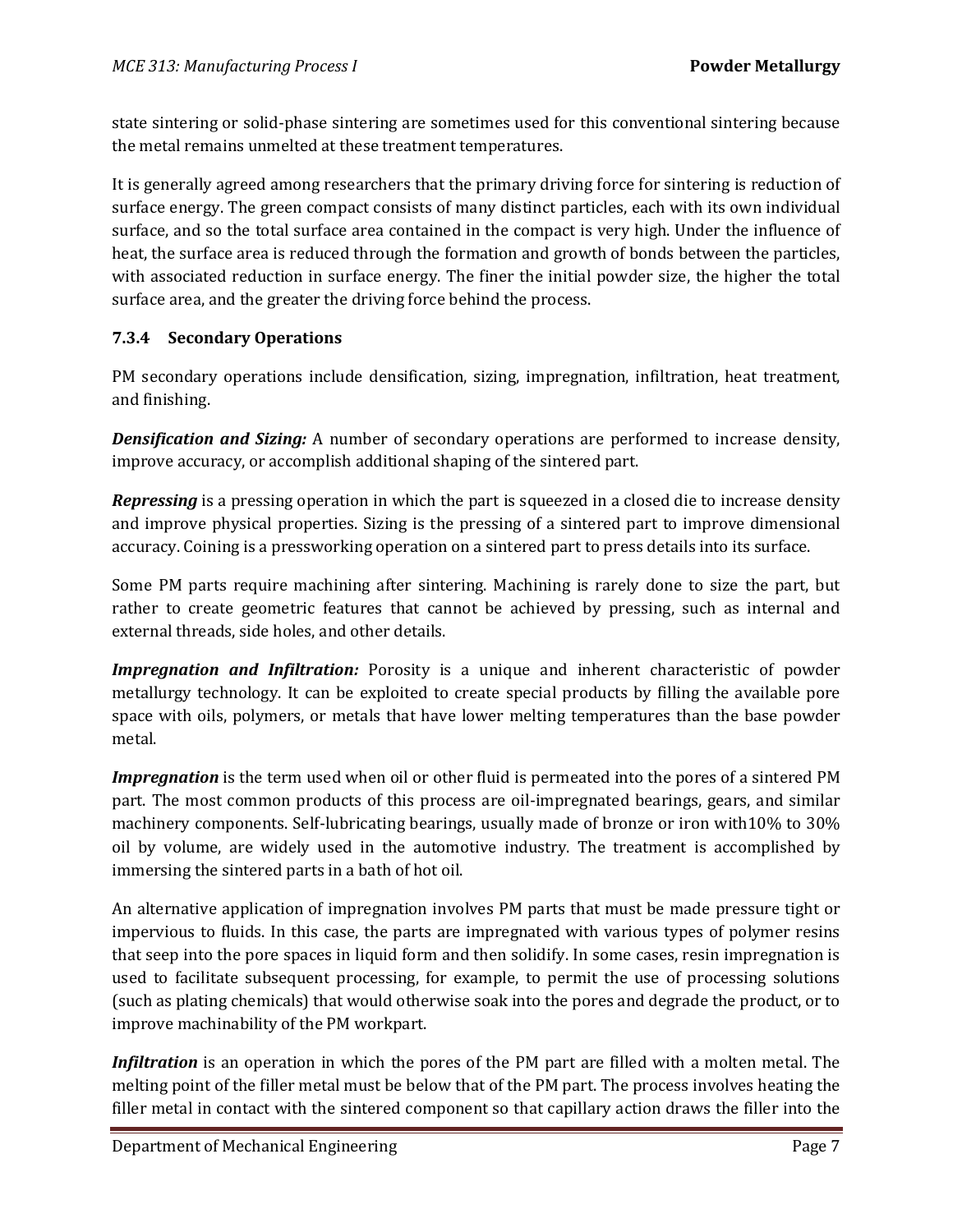state sintering or solid-phase sintering are sometimes used for this conventional sintering because the metal remains unmelted at these treatment temperatures.

It is generally agreed among researchers that the primary driving force for sintering is reduction of surface energy. The green compact consists of many distinct particles, each with its own individual surface, and so the total surface area contained in the compact is very high. Under the influence of heat, the surface area is reduced through the formation and growth of bonds between the particles, with associated reduction in surface energy. The finer the initial powder size, the higher the total surface area, and the greater the driving force behind the process.

### 7.3.4 Secondary Operations

PM secondary operations include densification, sizing, impregnation, infiltration, heat treatment, and finishing.

***Densification and Sizing:*** A number of secondary operations are performed to increase density, improve accuracy, or accomplish additional shaping of the sintered part.

***Repressing*** is a pressing operation in which the part is squeezed in a closed die to increase density and improve physical properties. Sizing is the pressing of a sintered part to improve dimensional accuracy. Coining is a pressworking operation on a sintered part to press details into its surface.

Some PM parts require machining after sintering. Machining is rarely done to size the part, but rather to create geometric features that cannot be achieved by pressing, such as internal and external threads, side holes, and other details.

***Impregnation and Infiltration:*** Porosity is a unique and inherent characteristic of powder metallurgy technology. It can be exploited to create special products by filling the available pore space with oils, polymers, or metals that have lower melting temperatures than the base powder metal.

***Impregnation*** is the term used when oil or other fluid is permeated into the pores of a sintered PM part. The most common products of this process are oil-impregnated bearings, gears, and similar machinery components. Self-lubricating bearings, usually made of bronze or iron with10% to 30% oil by volume, are widely used in the automotive industry. The treatment is accomplished by immersing the sintered parts in a bath of hot oil.

An alternative application of impregnation involves PM parts that must be made pressure tight or impervious to fluids. In this case, the parts are impregnated with various types of polymer resins that seep into the pore spaces in liquid form and then solidify. In some cases, resin impregnation is used to facilitate subsequent processing, for example, to permit the use of processing solutions (such as plating chemicals) that would otherwise soak into the pores and degrade the product, or to improve machinability of the PM workpart.

***Infiltration*** is an operation in which the pores of the PM part are filled with a molten metal. The melting point of the filler metal must be below that of the PM part. The process involves heating the filler metal in contact with the sintered component so that capillary action draws the filler into the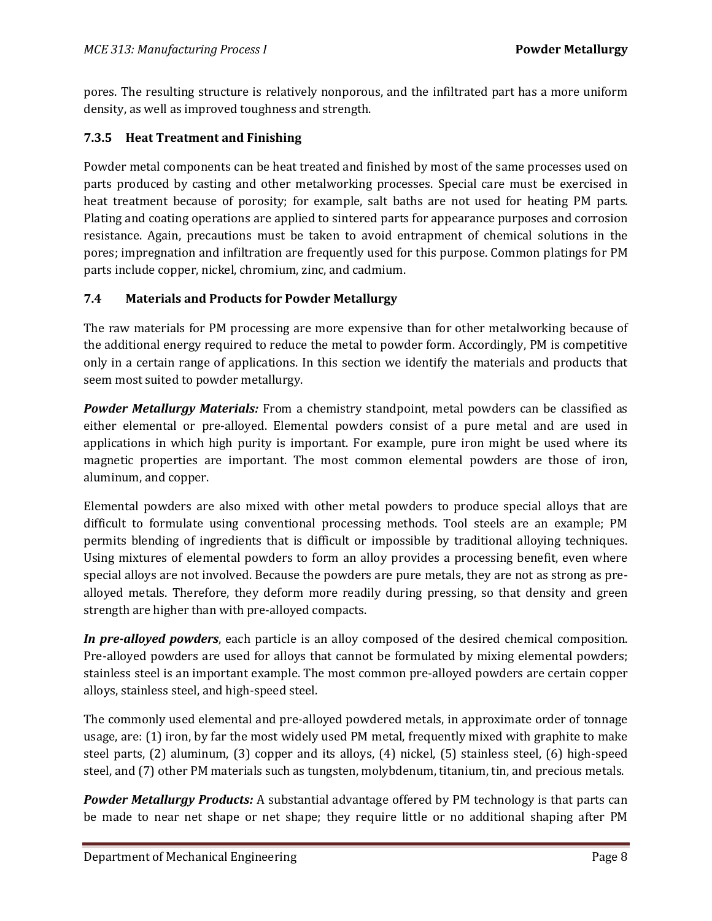pores. The resulting structure is relatively nonporous, and the infiltrated part has a more uniform density, as well as improved toughness and strength.

### 7.3.5 Heat Treatment and Finishing

Powder metal components can be heat treated and finished by most of the same processes used on parts produced by casting and other metalworking processes. Special care must be exercised in heat treatment because of porosity; for example, salt baths are not used for heating PM parts. Plating and coating operations are applied to sintered parts for appearance purposes and corrosion resistance. Again, precautions must be taken to avoid entrapment of chemical solutions in the pores; impregnation and infiltration are frequently used for this purpose. Common platings for PM parts include copper, nickel, chromium, zinc, and cadmium.

## 7.4 Materials and Products for Powder Metallurgy

The raw materials for PM processing are more expensive than for other metalworking because of the additional energy required to reduce the metal to powder form. Accordingly, PM is competitive only in a certain range of applications. In this section we identify the materials and products that seem most suited to powder metallurgy.

***Powder Metallurgy Materials:*** From a chemistry standpoint, metal powders can be classified as either elemental or pre-alloyed. Elemental powders consist of a pure metal and are used in applications in which high purity is important. For example, pure iron might be used where its magnetic properties are important. The most common elemental powders are those of iron, aluminum, and copper.

Elemental powders are also mixed with other metal powders to produce special alloys that are difficult to formulate using conventional processing methods. Tool steels are an example; PM permits blending of ingredients that is difficult or impossible by traditional alloying techniques. Using mixtures of elemental powders to form an alloy provides a processing benefit, even where special alloys are not involved. Because the powders are pure metals, they are not as strong as pre-alloyed metals. Therefore, they deform more readily during pressing, so that density and green strength are higher than with pre-alloyed compacts.

***In pre-alloyed powders***, each particle is an alloy composed of the desired chemical composition. Pre-alloyed powders are used for alloys that cannot be formulated by mixing elemental powders; stainless steel is an important example. The most common pre-alloyed powders are certain copper alloys, stainless steel, and high-speed steel.

The commonly used elemental and pre-alloyed powdered metals, in approximate order of tonnage usage, are: (1) iron, by far the most widely used PM metal, frequently mixed with graphite to make steel parts, (2) aluminum, (3) copper and its alloys, (4) nickel, (5) stainless steel, (6) high-speed steel, and (7) other PM materials such as tungsten, molybdenum, titanium, tin, and precious metals.

***Powder Metallurgy Products:*** A substantial advantage offered by PM technology is that parts can be made to near net shape or net shape; they require little or no additional shaping after PM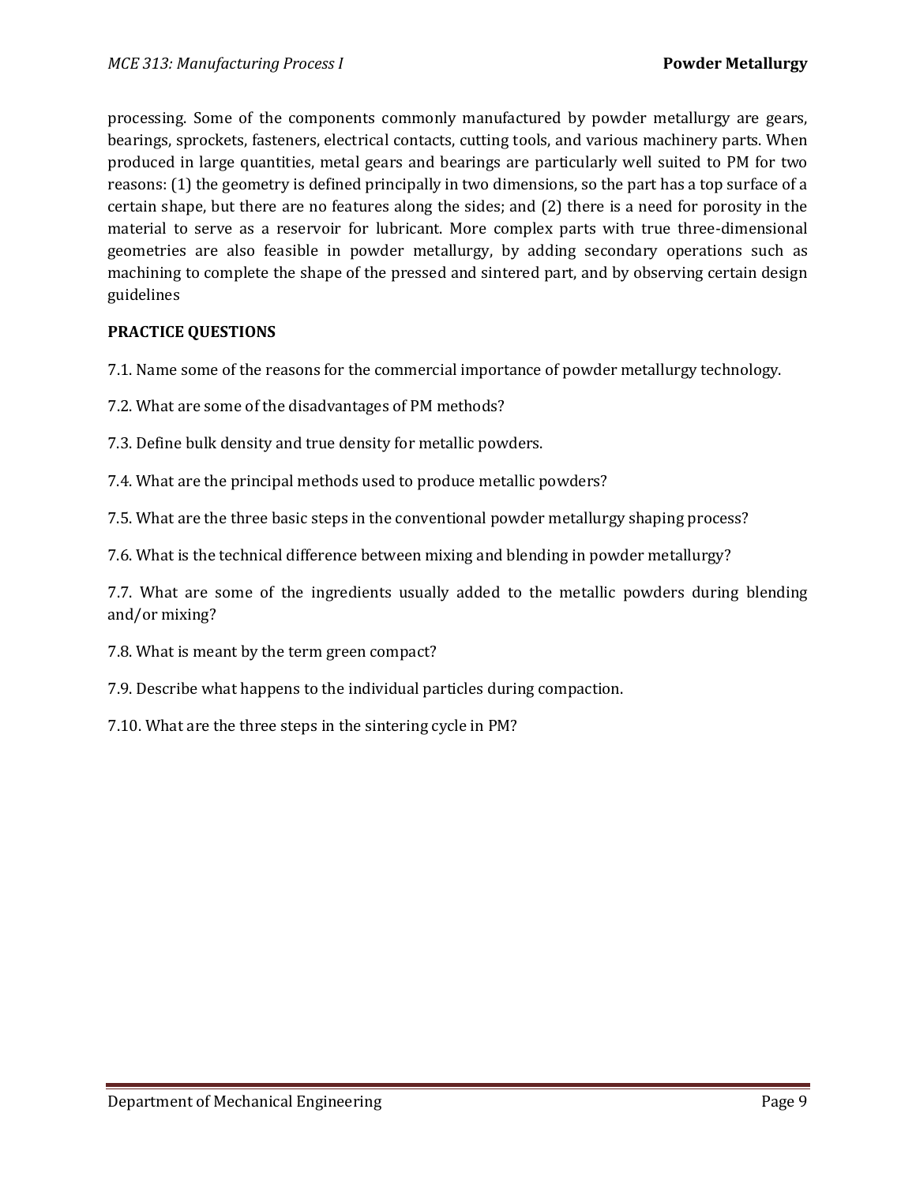processing. Some of the components commonly manufactured by powder metallurgy are gears, bearings, sprockets, fasteners, electrical contacts, cutting tools, and various machinery parts. When produced in large quantities, metal gears and bearings are particularly well suited to PM for two reasons: (1) the geometry is defined principally in two dimensions, so the part has a top surface of a certain shape, but there are no features along the sides; and (2) there is a need for porosity in the material to serve as a reservoir for lubricant. More complex parts with true three-dimensional geometries are also feasible in powder metallurgy, by adding secondary operations such as machining to complete the shape of the pressed and sintered part, and by observing certain design guidelines

**PRACTICE QUESTIONS**

7.1. Name some of the reasons for the commercial importance of powder metallurgy technology.

7.2. What are some of the disadvantages of PM methods?

7.3. Define bulk density and true density for metallic powders.

7.4. What are the principal methods used to produce metallic powders?

7.5. What are the three basic steps in the conventional powder metallurgy shaping process?

7.6. What is the technical difference between mixing and blending in powder metallurgy?

7.7. What are some of the ingredients usually added to the metallic powders during blending and/or mixing?

7.8. What is meant by the term green compact?

7.9. Describe what happens to the individual particles during compaction.

7.10. What are the three steps in the sintering cycle in PM?